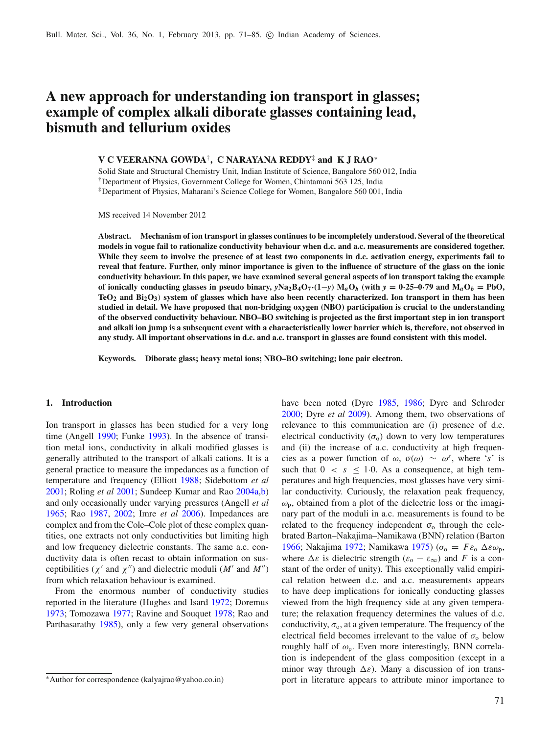# A new approach for understanding ion transport in glasses; example of complex alkali diborate glasses containing lead, bismuth and tellurium oxides

**V C VEERANNA GOWDA[†], C NARAYANA REDDY[‡] and K J RAO[*]**

Solid State and Structural Chemistry Unit, Indian Institute of Science, Bangalore 560 012, India
[†]Department of Physics, Government College for Women, Chintamani 563 125, India
[‡]Department of Physics, Maharani's Science College for Women, Bangalore 560 001, India

MS received 14 November 2012

**Abstract.** **Mechanism of ion transport in glasses continues to be incompletely understood. Several of the theoretical models in vogue fail to rationalize conductivity behaviour when d.c. and a.c. measurements are considered together. While they seem to involve the presence of at least two components in d.c. activation energy, experiments fail to reveal that feature. Further, only minor importance is given to the influence of structure of the glass on the ionic conductivity behaviour. In this paper, we have examined several general aspects of ion transport taking the example of ionically conducting glasses in pseudo binary, $y$Na$_2$B$_4$O$_7$·(1−$y$) M$_a$O$_b$ (with $y$ = 0·25–0·79 and M$_a$O$_b$ = PbO, TeO$_2$ and Bi$_2$O$_3$) system of glasses which have also been recently characterized. Ion transport in them has been studied in detail. We have proposed that non-bridging oxygen (NBO) participation is crucial to the understanding of the observed conductivity behaviour. NBO–BO switching is projected as the first important step in ion transport and alkali ion jump is a subsequent event with a characteristically lower barrier which is, therefore, not observed in any study. All important observations in d.c. and a.c. transport in glasses are found consistent with this model.**

**Keywords.** **Diborate glass; heavy metal ions; NBO–BO switching; lone pair electron.**

## 1. Introduction

Ion transport in glasses has been studied for a very long time (Angell 1990; Funke 1993). In the absence of transition metal ions, conductivity in alkali modified glasses is generally attributed to the transport of alkali cations. It is a general practice to measure the impedances as a function of temperature and frequency (Elliott 1988; Sidebottom *et al* 2001; Roling *et al* 2001; Sundeep Kumar and Rao 2004a,b) and only occasionally under varying pressures (Angell *et al* 1965; Rao 1987, 2002; Imre *et al* 2006). Impedances are complex and from the Cole–Cole plot of these complex quantities, one extracts not only conductivities but limiting high and low frequency dielectric constants. The same a.c. conductivity data is often recast to obtain information on susceptibilities ($\chi'$ and $\chi''$) and dielectric moduli ($M'$ and $M''$) from which relaxation behaviour is examined.

From the enormous number of conductivity studies reported in the literature (Hughes and Isard 1972; Doremus 1973; Tomozawa 1977; Ravine and Souquet 1978; Rao and Parthasarathy 1985), only a few very general observations have been noted (Dyre 1985, 1986; Dyre and Schroder 2000; Dyre *et al* 2009). Among them, two observations of relevance to this communication are (i) presence of d.c. electrical conductivity ($\sigma_o$) down to very low temperatures and (ii) the increase of a.c. conductivity at high frequencies as a power function of $\omega$, $\sigma(\omega) \sim \omega^s$, where '$s$' is such that $0 < s \leq 1{\cdot}0$. As a consequence, at high temperatures and high frequencies, most glasses have very similar conductivity. Curiously, the relaxation peak frequency, $\omega_p$, obtained from a plot of the dielectric loss or the imaginary part of the moduli in a.c. measurements is found to be related to the frequency independent $\sigma_o$ through the celebrated Barton–Nakajima–Namikawa (BNN) relation (Barton 1966; Nakajima 1972; Namikawa 1975) ($\sigma_o = F\varepsilon_o\,\Delta\varepsilon\omega_p$, where $\Delta\varepsilon$ is dielectric strength ($\varepsilon_o - \varepsilon_\infty$) and $F$ is a constant of the order of unity). This exceptionally valid empirical relation between d.c. and a.c. measurements appears to have deep implications for ionically conducting glasses viewed from the high frequency side at any given temperature; the relaxation frequency determines the values of d.c. conductivity, $\sigma_o$, at a given temperature. The frequency of the electrical field becomes irrelevant to the value of $\sigma_o$ below roughly half of $\omega_p$. Even more interestingly, BNN correlation is independent of the glass composition (except in a minor way through $\Delta\varepsilon$). Many a discussion of ion transport in literature appears to attribute minor importance to

[*]Author for correspondence (kalyajrao@yahoo.co.in)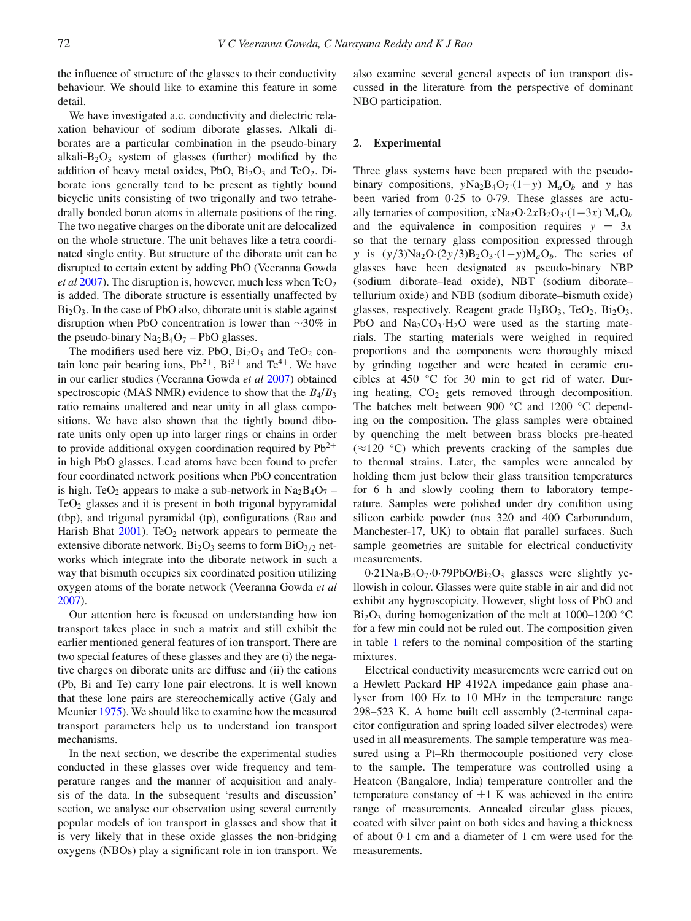the influence of structure of the glasses to their conductivity behaviour. We should like to examine this feature in some detail.

We have investigated a.c. conductivity and dielectric relaxation behaviour of sodium diborate glasses. Alkali diborates are a particular combination in the pseudo-binary alkali-$B_2O_3$ system of glasses (further) modified by the addition of heavy metal oxides, PbO, $Bi_2O_3$ and $TeO_2$. Diborate ions generally tend to be present as tightly bound bicyclic units consisting of two trigonally and two tetrahedrally bonded boron atoms in alternate positions of the ring. The two negative charges on the diborate unit are delocalized on the whole structure. The unit behaves like a tetra coordinated single entity. But structure of the diborate unit can be disrupted to certain extent by adding PbO (Veeranna Gowda *et al* 2007). The disruption is, however, much less when $TeO_2$ is added. The diborate structure is essentially unaffected by $Bi_2O_3$. In the case of PbO also, diborate unit is stable against disruption when PbO concentration is lower than ∼30% in the pseudo-binary $Na_2B_4O_7$ – PbO glasses.

The modifiers used here viz. PbO, $Bi_2O_3$ and $TeO_2$ contain lone pair bearing ions, $Pb^{2+}$, $Bi^{3+}$ and $Te^{4+}$. We have in our earlier studies (Veeranna Gowda *et al* 2007) obtained spectroscopic (MAS NMR) evidence to show that the $B_4/B_3$ ratio remains unaltered and near unity in all glass compositions. We have also shown that the tightly bound diborate units only open up into larger rings or chains in order to provide additional oxygen coordination required by $Pb^{2+}$ in high PbO glasses. Lead atoms have been found to prefer four coordinated network positions when PbO concentration is high. $TeO_2$ appears to make a sub-network in $Na_2B_4O_7$ – $TeO_2$ glasses and it is present in both trigonal bypyramidal (tbp), and trigonal pyramidal (tp), configurations (Rao and Harish Bhat 2001). $TeO_2$ network appears to permeate the extensive diborate network. $Bi_2O_3$ seems to form $BiO_{3/2}$ networks which integrate into the diborate network in such a way that bismuth occupies six coordinated position utilizing oxygen atoms of the borate network (Veeranna Gowda *et al* 2007).

Our attention here is focused on understanding how ion transport takes place in such a matrix and still exhibit the earlier mentioned general features of ion transport. There are two special features of these glasses and they are (i) the negative charges on diborate units are diffuse and (ii) the cations (Pb, Bi and Te) carry lone pair electrons. It is well known that these lone pairs are stereochemically active (Galy and Meunier 1975). We should like to examine how the measured transport parameters help us to understand ion transport mechanisms.

In the next section, we describe the experimental studies conducted in these glasses over wide frequency and temperature ranges and the manner of acquisition and analysis of the data. In the subsequent 'results and discussion' section, we analyse our observation using several currently popular models of ion transport in glasses and show that it is very likely that in these oxide glasses the non-bridging oxygens (NBOs) play a significant role in ion transport. We also examine several general aspects of ion transport discussed in the literature from the perspective of dominant NBO participation.

## 2. Experimental

Three glass systems have been prepared with the pseudo-binary compositions, $y$Na$_2$B$_4$O$_7$·$(1-y)$ M$_a$O$_b$ and $y$ has been varied from 0·25 to 0·79. These glasses are actually ternaries of composition, $x$Na$_2$O·$2x$B$_2$O$_3$·$(1-3x)$ M$_a$O$_b$ and the equivalence in composition requires $y = 3x$ so that the ternary glass composition expressed through $y$ is $(y/3)$Na$_2$O·$(2y/3)$B$_2$O$_3$·$(1-y)$M$_a$O$_b$. The series of glasses have been designated as pseudo-binary NBP (sodium diborate–lead oxide), NBT (sodium diborate–tellurium oxide) and NBB (sodium diborate–bismuth oxide) glasses, respectively. Reagent grade $H_3BO_3$, $TeO_2$, $Bi_2O_3$, PbO and $Na_2CO_3{\cdot}H_2O$ were used as the starting materials. The starting materials were weighed in required proportions and the components were thoroughly mixed by grinding together and were heated in ceramic crucibles at 450 °C for 30 min to get rid of water. During heating, $CO_2$ gets removed through decomposition. The batches melt between 900 °C and 1200 °C depending on the composition. The glass samples were obtained by quenching the melt between brass blocks pre-heated (≈120 °C) which prevents cracking of the samples due to thermal strains. Later, the samples were annealed by holding them just below their glass transition temperatures for 6 h and slowly cooling them to laboratory temperature. Samples were polished under dry condition using silicon carbide powder (nos 320 and 400 Carborundum, Manchester-17, UK) to obtain flat parallel surfaces. Such sample geometries are suitable for electrical conductivity measurements.

0·21$Na_2B_4O_7$·0·79PbO/$Bi_2O_3$ glasses were slightly yellowish in colour. Glasses were quite stable in air and did not exhibit any hygroscopicity. However, slight loss of PbO and $Bi_2O_3$ during homogenization of the melt at 1000–1200 °C for a few min could not be ruled out. The composition given in table 1 refers to the nominal composition of the starting mixtures.

Electrical conductivity measurements were carried out on a Hewlett Packard HP 4192A impedance gain phase analyser from 100 Hz to 10 MHz in the temperature range 298–523 K. A home built cell assembly (2-terminal capacitor configuration and spring loaded silver electrodes) were used in all measurements. The sample temperature was measured using a Pt–Rh thermocouple positioned very close to the sample. The temperature was controlled using a Heatcon (Bangalore, India) temperature controller and the temperature constancy of ±1 K was achieved in the entire range of measurements. Annealed circular glass pieces, coated with silver paint on both sides and having a thickness of about 0·1 cm and a diameter of 1 cm were used for the measurements.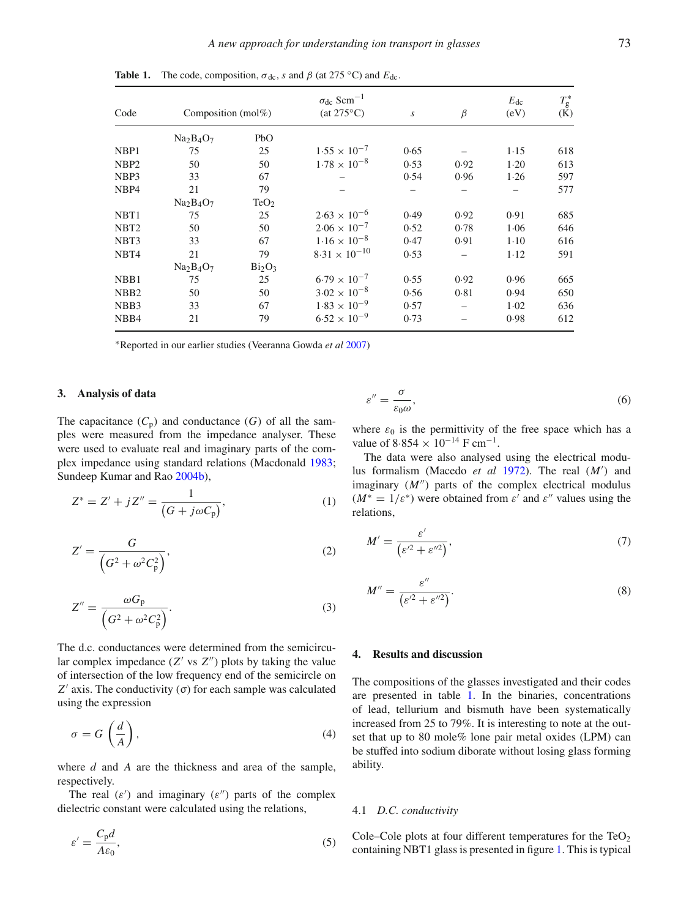**Table 1.** The code, composition, $\sigma_{dc}$, $s$ and $\beta$ (at 275 °C) and $E_{dc}$.

| Code | Composition (mol%) | | $\sigma_{dc}$ Scm$^{-1}$ (at 275°C) | $s$ | $\beta$ | $E_{dc}$ (eV) | $T_g^*$ (K) |
|---|---|---|---|---|---|---|---|
| | $Na_2B_4O_7$ | PbO | | | | | |
| NBP1 | 75 | 25 | $1{\cdot}55 \times 10^{-7}$ | 0·65 | – | 1·15 | 618 |
| NBP2 | 50 | 50 | $1{\cdot}78 \times 10^{-8}$ | 0·53 | 0·92 | 1·20 | 613 |
| NBP3 | 33 | 67 | – | 0·54 | 0·96 | 1·26 | 597 |
| NBP4 | 21 | 79 | – | – | – | – | 577 |
| | $Na_2B_4O_7$ | $TeO_2$ | | | | | |
| NBT1 | 75 | 25 | $2{\cdot}63 \times 10^{-6}$ | 0·49 | 0·92 | 0·91 | 685 |
| NBT2 | 50 | 50 | $2{\cdot}06 \times 10^{-7}$ | 0·52 | 0·78 | 1·06 | 646 |
| NBT3 | 33 | 67 | $1{\cdot}16 \times 10^{-8}$ | 0·47 | 0·91 | 1·10 | 616 |
| NBT4 | 21 | 79 | $8{\cdot}31 \times 10^{-10}$ | 0·53 | – | 1·12 | 591 |
| | $Na_2B_4O_7$ | $Bi_2O_3$ | | | | | |
| NBB1 | 75 | 25 | $6{\cdot}79 \times 10^{-7}$ | 0·55 | 0·92 | 0·96 | 665 |
| NBB2 | 50 | 50 | $3{\cdot}02 \times 10^{-8}$ | 0·56 | 0·81 | 0·94 | 650 |
| NBB3 | 33 | 67 | $1{\cdot}83 \times 10^{-9}$ | 0·57 | – | 1·02 | 636 |
| NBB4 | 21 | 79 | $6{\cdot}52 \times 10^{-9}$ | 0·73 | – | 0·98 | 612 |

*Reported in our earlier studies (Veeranna Gowda *et al* 2007)

## 3. Analysis of data

The capacitance ($C_p$) and conductance ($G$) of all the samples were measured from the impedance analyser. These were used to evaluate real and imaginary parts of the complex impedance using standard relations (Macdonald 1983; Sundeep Kumar and Rao 2004b),

$$Z^* = Z' + jZ'' = \frac{1}{\left(G + j\omega C_p\right)}, \tag{1}$$

$$Z' = \frac{G}{\left(G^2 + \omega^2 C_p^2\right)}, \tag{2}$$

$$Z'' = \frac{\omega G_p}{\left(G^2 + \omega^2 C_p^2\right)}. \tag{3}$$

The d.c. conductances were determined from the semicircular complex impedance ($Z'$ vs $Z''$) plots by taking the value of intersection of the low frequency end of the semicircle on $Z'$ axis. The conductivity ($\sigma$) for each sample was calculated using the expression

$$\sigma = G\left(\frac{d}{A}\right), \tag{4}$$

where $d$ and $A$ are the thickness and area of the sample, respectively.

The real ($\varepsilon'$) and imaginary ($\varepsilon''$) parts of the complex dielectric constant were calculated using the relations,

$$\varepsilon' = \frac{C_p d}{A\varepsilon_0}, \tag{5}$$

$$\varepsilon'' = \frac{\sigma}{\varepsilon_0 \omega}, \tag{6}$$

where $\varepsilon_0$ is the permittivity of the free space which has a value of $8{\cdot}854 \times 10^{-14}$ F cm$^{-1}$.

The data were also analysed using the electrical modulus formalism (Macedo *et al* 1972). The real ($M'$) and imaginary ($M''$) parts of the complex electrical modulus ($M^* = 1/\varepsilon^*$) were obtained from $\varepsilon'$ and $\varepsilon''$ values using the relations,

$$M' = \frac{\varepsilon'}{\left(\varepsilon'^2 + \varepsilon''^2\right)}, \tag{7}$$

$$M'' = \frac{\varepsilon''}{\left(\varepsilon'^2 + \varepsilon''^2\right)}. \tag{8}$$

## 4. Results and discussion

The compositions of the glasses investigated and their codes are presented in table 1. In the binaries, concentrations of lead, tellurium and bismuth have been systematically increased from 25 to 79%. It is interesting to note at the outset that up to 80 mole% lone pair metal oxides (LPM) can be stuffed into sodium diborate without losing glass forming ability.

### 4.1 *D.C. conductivity*

Cole–Cole plots at four different temperatures for the $TeO_2$ containing NBT1 glass is presented in figure 1. This is typical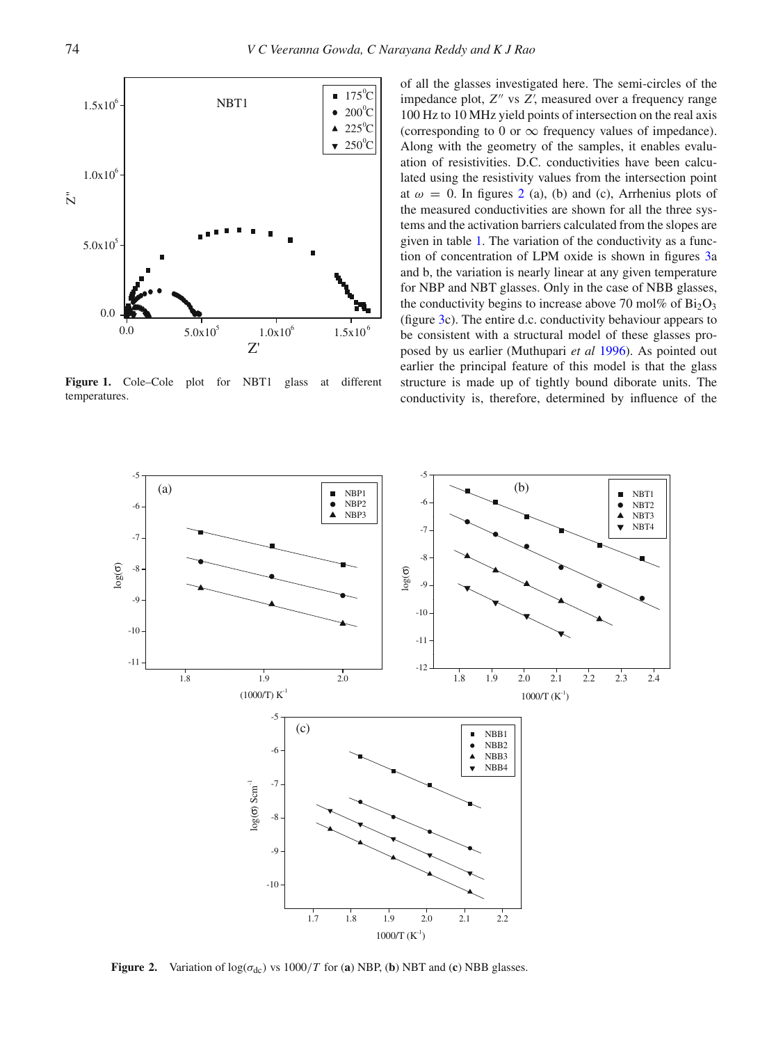Figure 1. Cole–Cole plot for NBT1 glass at different temperatures.

of all the glasses investigated here. The semi-circles of the impedance plot, $Z''$ vs $Z'$, measured over a frequency range 100 Hz to 10 MHz yield points of intersection on the real axis (corresponding to 0 or $\infty$ frequency values of impedance). Along with the geometry of the samples, it enables evaluation of resistivities. D.C. conductivities have been calculated using the resistivity values from the intersection point at $\omega = 0$. In figures 2 (a), (b) and (c), Arrhenius plots of the measured conductivities are shown for all the three systems and the activation barriers calculated from the slopes are given in table 1. The variation of the conductivity as a function of concentration of LPM oxide is shown in figures 3a and b, the variation is nearly linear at any given temperature for NBP and NBT glasses. Only in the case of NBB glasses, the conductivity begins to increase above 70 mol% of $Bi_2O_3$ (figure 3c). The entire d.c. conductivity behaviour appears to be consistent with a structural model of these glasses proposed by us earlier (Muthupari *et al* 1996). As pointed out earlier the principal feature of this model is that the glass structure is made up of tightly bound diborate units. The conductivity is, therefore, determined by influence of the

Figure 2. Variation of $\log(\sigma_{dc})$ vs $1000/T$ for (**a**) NBP, (**b**) NBT and (**c**) NBB glasses.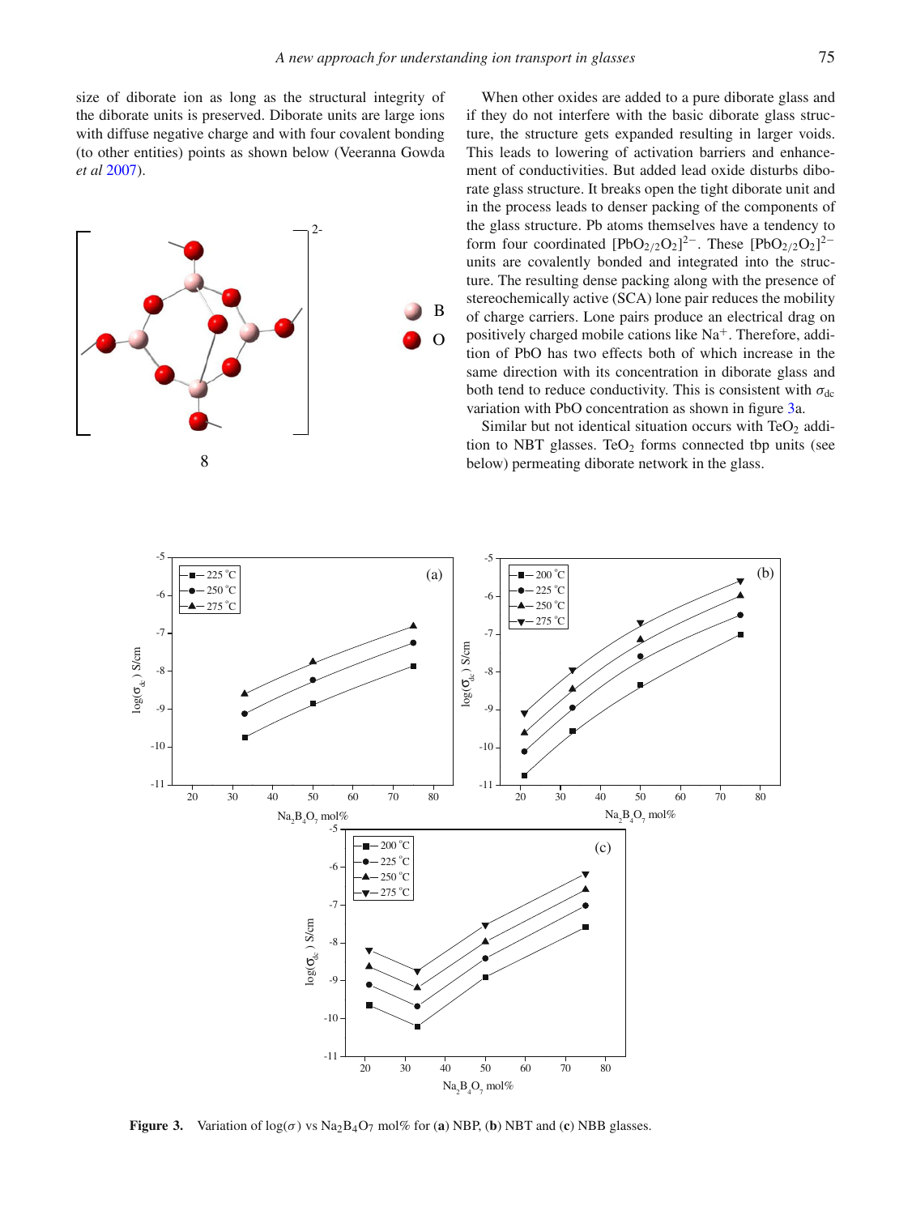size of diborate ion as long as the structural integrity of the diborate units is preserved. Diborate units are large ions with diffuse negative charge and with four covalent bonding (to other entities) points as shown below (Veeranna Gowda *et al* 2007).

8

When other oxides are added to a pure diborate glass and if they do not interfere with the basic diborate structure, the structure gets expanded resulting in larger voids. This leads to lowering of activation barriers and enhancement of conductivities. But added lead oxide disturbs diborate glass structure. It breaks open the tight diborate unit and in the process leads to denser packing of the components of the glass structure. Pb atoms themselves have a tendency to form four coordinated $[PbO_{2/2}O_2]^{2-}$. These $[PbO_{2/2}O_2]^{2-}$ units are covalently bonded and integrated into the structure. The resulting dense packing along with the presence of stereochemically active (SCA) lone pair reduces the mobility of charge carriers. Lone pairs produce an electrical drag on positively charged mobile cations like $Na^+$. Therefore, addition of PbO has two effects both of which increase in the same direction with its concentration in diborate glass and both tend to reduce conductivity. This is consistent with $\sigma_{dc}$ variation with PbO concentration as shown in figure 3a.

Similar but not identical situation occurs with $TeO_2$ addition to NBT glasses. $TeO_2$ forms connected tbp units (see below) permeating diborate network in the glass.

**Figure 3.** Variation of $\log(\sigma)$ vs $Na_2B_4O_7$ mol% for (**a**) NBP, (**b**) NBT and (**c**) NBB glasses.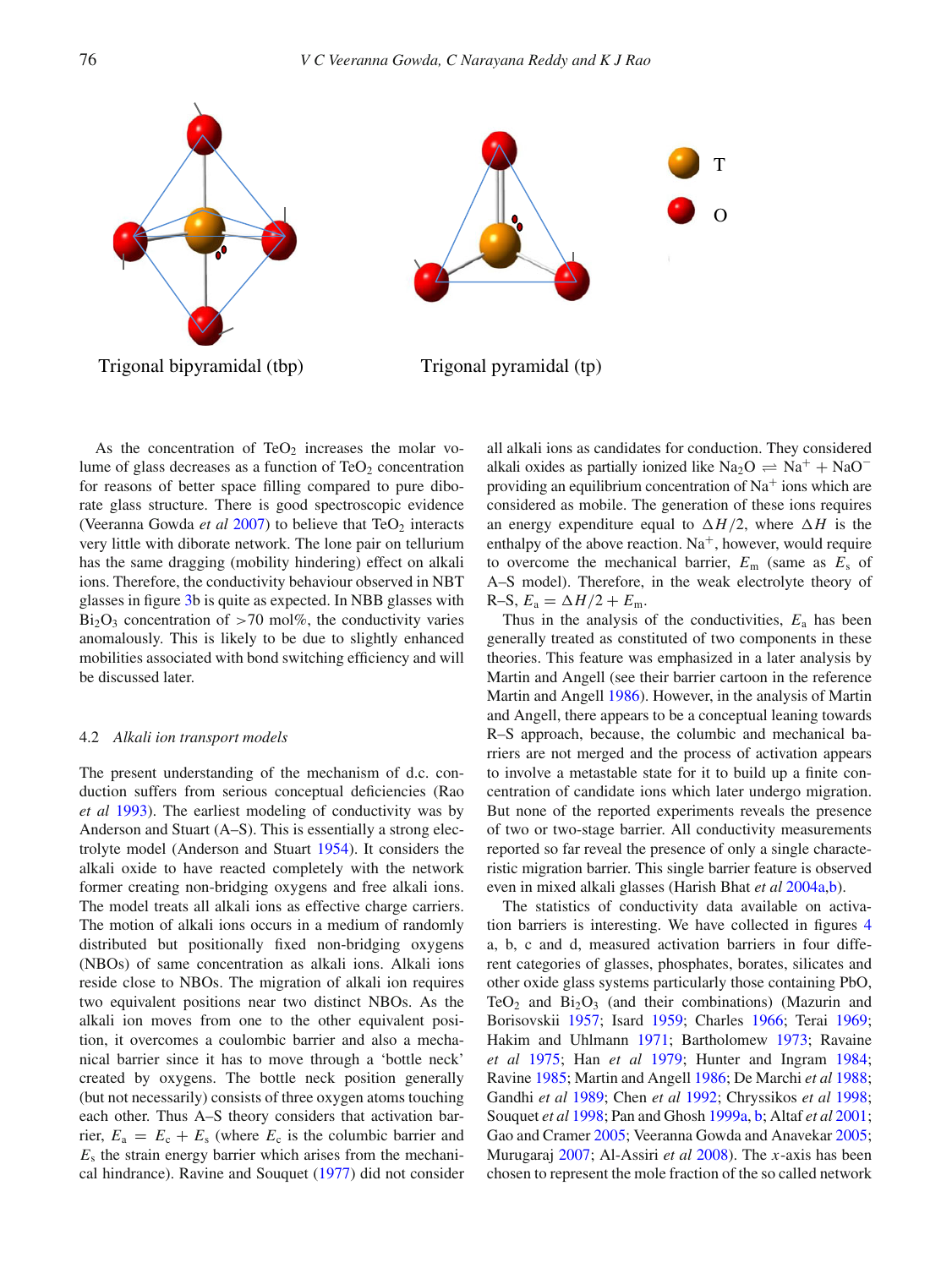Trigonal bipyramidal (tbp)

Trigonal pyramidal (tp)

T

O

As the concentration of $TeO_2$ increases the molar volume of glass decreases as a function of $TeO_2$ concentration for reasons of better space filling compared to pure diborate glass structure. There is good spectroscopic evidence (Veeranna Gowda *et al* 2007) to believe that $TeO_2$ interacts very little with diborate network. The lone pair on tellurium has the same dragging (mobility hindering) effect on alkali ions. Therefore, the conductivity behaviour observed in NBT glasses in figure 3b is quite as expected. In NBB glasses with $Bi_2O_3$ concentration of >70 mol%, the conductivity varies anomalously. This is likely to be due to slightly enhanced mobilities associated with bond switching efficiency and will be discussed later.

### 4.2 *Alkali ion transport models*

The present understanding of the mechanism of d.c. conduction suffers from serious conceptual deficiencies (Rao *et al* 1993). The earliest modeling of conductivity was by Anderson and Stuart (A–S). This is essentially a strong electrolyte model (Anderson and Stuart 1954). It considers the alkali oxide to have reacted completely with the network former creating non-bridging oxygens and free alkali ions. The model treats all alkali ions as effective charge carriers. The motion of alkali ions occurs in a medium of randomly distributed but positionally fixed non-bridging oxygens (NBOs) of same concentration as alkali ions. Alkali ions reside close to NBOs. The migration of alkali ion requires two equivalent positions near two distinct NBOs. As the alkali ion moves from one to the other equivalent position, it overcomes a coulombic barrier and also a mechanical barrier since it has to move through a 'bottle neck' created by oxygens. The bottle neck position generally (but not necessarily) consists of three oxygen atoms touching each other. Thus A–S theory considers that activation barrier, $E_a = E_c + E_s$ (where $E_c$ is the columbic barrier and $E_s$ the strain energy barrier which arises from the mechanical hindrance). Ravine and Souquet (1977) did not consider all alkali ions as candidates for conduction. They considered alkali oxides as partially ionized like $Na_2O \rightleftharpoons Na^+ + NaO^-$ providing an equilibrium concentration of $Na^+$ ions which are considered as mobile. The generation of these ions requires an energy expenditure equal to $\Delta H/2$, where $\Delta H$ is the enthalpy of the above reaction. $Na^+$, however, would require to overcome the mechanical barrier, $E_m$ (same as $E_s$ of A–S model). Therefore, in the weak electrolyte theory of R–S, $E_a = \Delta H/2 + E_m$.

Thus in the analysis of the conductivities, $E_a$ has been generally treated as constituted of two components in these theories. This feature was emphasized in a later analysis by Martin and Angell (see their barrier cartoon in the reference Martin and Angell 1986). However, in the analysis of Martin and Angell, there appears to be a conceptual leaning towards R–S approach, because, the columbic and mechanical barriers are not merged and the process of activation appears to involve a metastable state for it to build up a finite concentration of candidate ions which later undergo migration. But none of the reported experiments reveals the presence of two or two-stage barrier. All conductivity measurements reported so far reveal the presence of only a single characteristic migration barrier. This single barrier feature is observed even in mixed alkali glasses (Harish Bhat *et al* 2004a,b).

The statistics of conductivity data available on activation barriers is interesting. We have collected in figures 4 a, b, c and d, measured activation barriers in four different categories of glasses, phosphates, borates, silicates and other oxide glass systems particularly those containing PbO, $TeO_2$ and $Bi_2O_3$ (and their combinations) (Mazurin and Borisovskii 1957; Isard 1959; Charles 1966; Terai 1969; Hakim and Uhlmann 1971; Bartholomew 1973; Ravaine *et al* 1975; Han *et al* 1979; Hunter and Ingram 1984; Ravine 1985; Martin and Angell 1986; De Marchi *et al* 1988; Gandhi *et al* 1989; Chen *et al* 1992; Chryssikos *et al* 1998; Souquet *et al* 1998; Pan and Ghosh 1999a, b; Altaf *et al* 2001; Gao and Cramer 2005; Veeranna Gowda and Anavekar 2005; Murugaraj 2007; Al-Assiri *et al* 2008). The $x$-axis has been chosen to represent the mole fraction of the so called network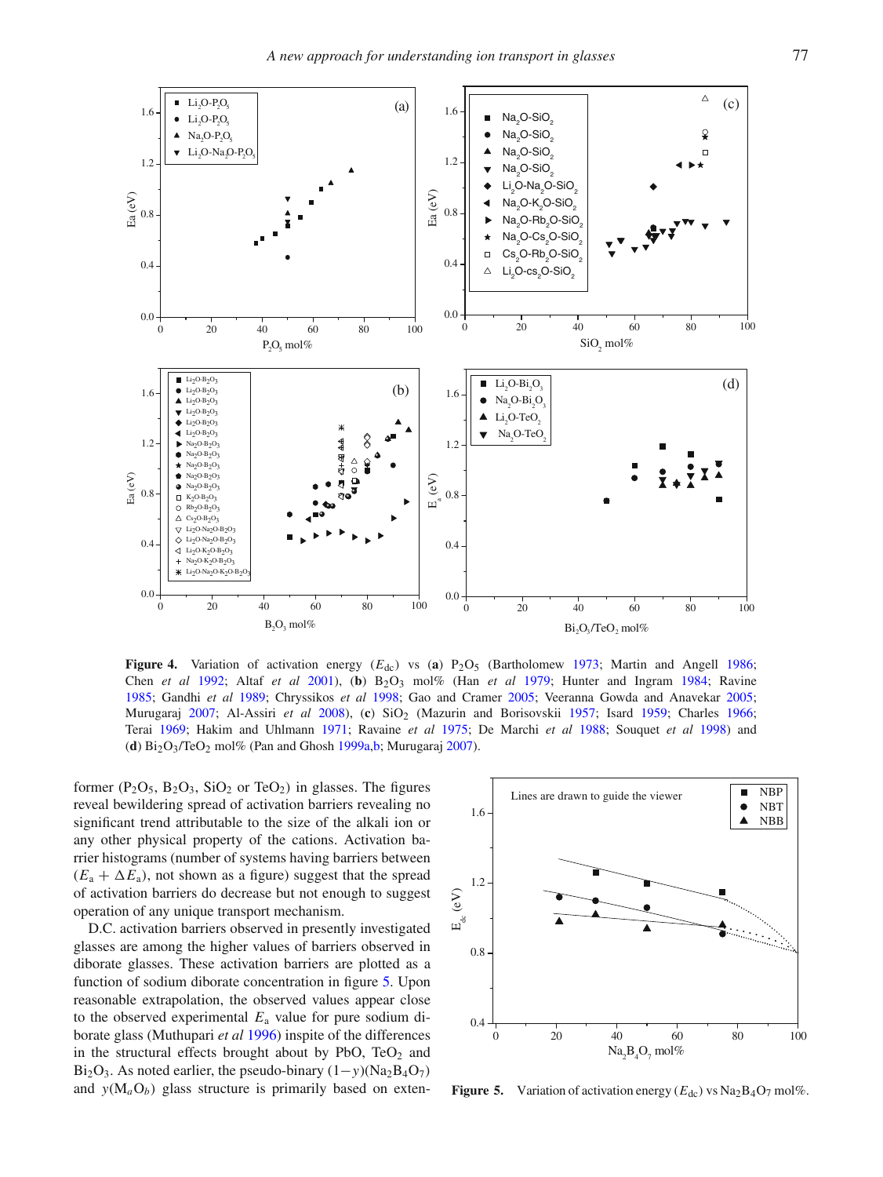**Figure 4.** Variation of activation energy ($E_{dc}$) vs (**a**) $P_2O_5$ (Bartholomew 1973; Martin and Angell 1986; Chen *et al* 1992; Altaf *et al* 2001), (**b**) $B_2O_3$ mol% (Han *et al* 1979; Hunter and Ingram 1984; Ravine 1985; Gandhi *et al* 1989; Chryssikos *et al* 1998; Gao and Cramer 2005; Veeranna Gowda and Anavekar 2005; Murugaraj 2007; Al-Assiri *et al* 2008), (**c**) $SiO_2$ (Mazurin and Borisovskii 1957; Isard 1959; Charles 1966; Terai 1969; Hakim and Uhlmann 1971; Ravaine *et al* 1975; De Marchi *et al* 1988; Souquet *et al* 1998) and (**d**) $Bi_2O_3/TeO_2$ mol% (Pan and Ghosh 1999a,b; Murugaraj 2007).

former ($P_2O_5$, $B_2O_3$, $SiO_2$ or $TeO_2$) in glasses. The figures reveal bewildering spread of activation barriers revealing no significant trend attributable to the size of the alkali ion or any other physical property of the cations. Activation barrier histograms (number of systems having barriers between ($E_a + \Delta E_a$), not shown as a figure) suggest that the spread of activation barriers do decrease but not enough to suggest operation of any unique transport mechanism.

D.C. activation barriers observed in presently investigated glasses are among the higher values of barriers observed in diborate glasses. These activation barriers are plotted as a function of sodium diborate concentration in figure 5. Upon reasonable extrapolation, the observed values appear close to the observed experimental $E_a$ value for pure sodium diborate glass (Muthupari *et al* 1996) inspite of the differences in the structural effects brought about by PbO, $TeO_2$ and $Bi_2O_3$. As noted earlier, the pseudo-binary $(1-y)(Na_2B_4O_7)$ and $y(M_aO_b)$ glass structure is primarily based on exten-

**Figure 5.** Variation of activation energy ($E_{dc}$) vs $Na_2B_4O_7$ mol%.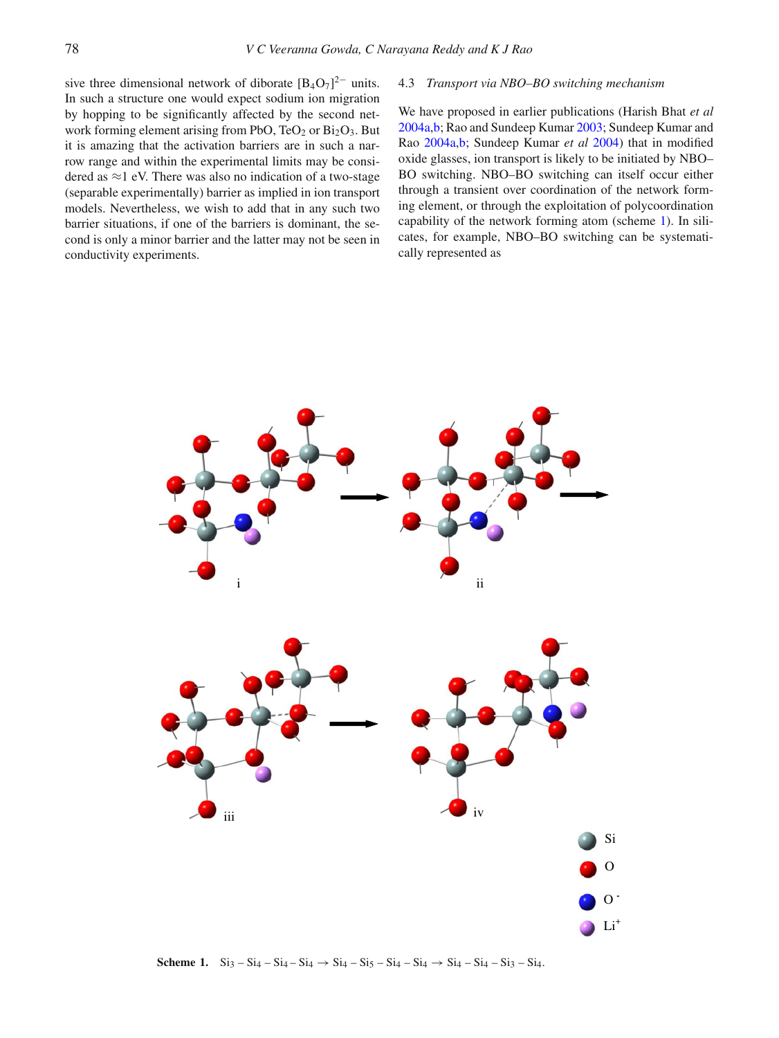sive three dimensional network of diborate $[B_4O_7]^{2-}$ units. In such a structure one would expect sodium ion migration by hopping to be significantly affected by the second network forming element arising from PbO, $TeO_2$ or $Bi_2O_3$. But it is amazing that the activation barriers are in such a narrow range and within the experimental limits may be considered as ≈1 eV. There was also no indication of a two-stage (separable experimentally) barrier as implied in ion transport models. Nevertheless, we wish to add that in any such two barrier situations, if one of the barriers is dominant, the second is only a minor barrier and the latter may not be seen in conductivity experiments.

### 4.3 *Transport via NBO–BO switching mechanism*

We have proposed in earlier publications (Harish Bhat *et al* 2004a,b; Rao and Sundeep Kumar 2003; Sundeep Kumar and Rao 2004a,b; Sundeep Kumar *et al* 2004) that in modified oxide glasses, ion transport is likely to be initiated by NBO–BO switching. NBO–BO switching can itself occur either through a transient over coordination of the network forming element, or through the exploitation of polycoordination capability of the network forming atom (scheme 1). In silicates, for example, NBO–BO switching can be systematically represented as

**Scheme 1.** $Si_3 - Si_4 - Si_4 - Si_4 \rightarrow Si_4 - Si_5 - Si_4 - Si_4 \rightarrow Si_4 - Si_4 - Si_3 - Si_4$.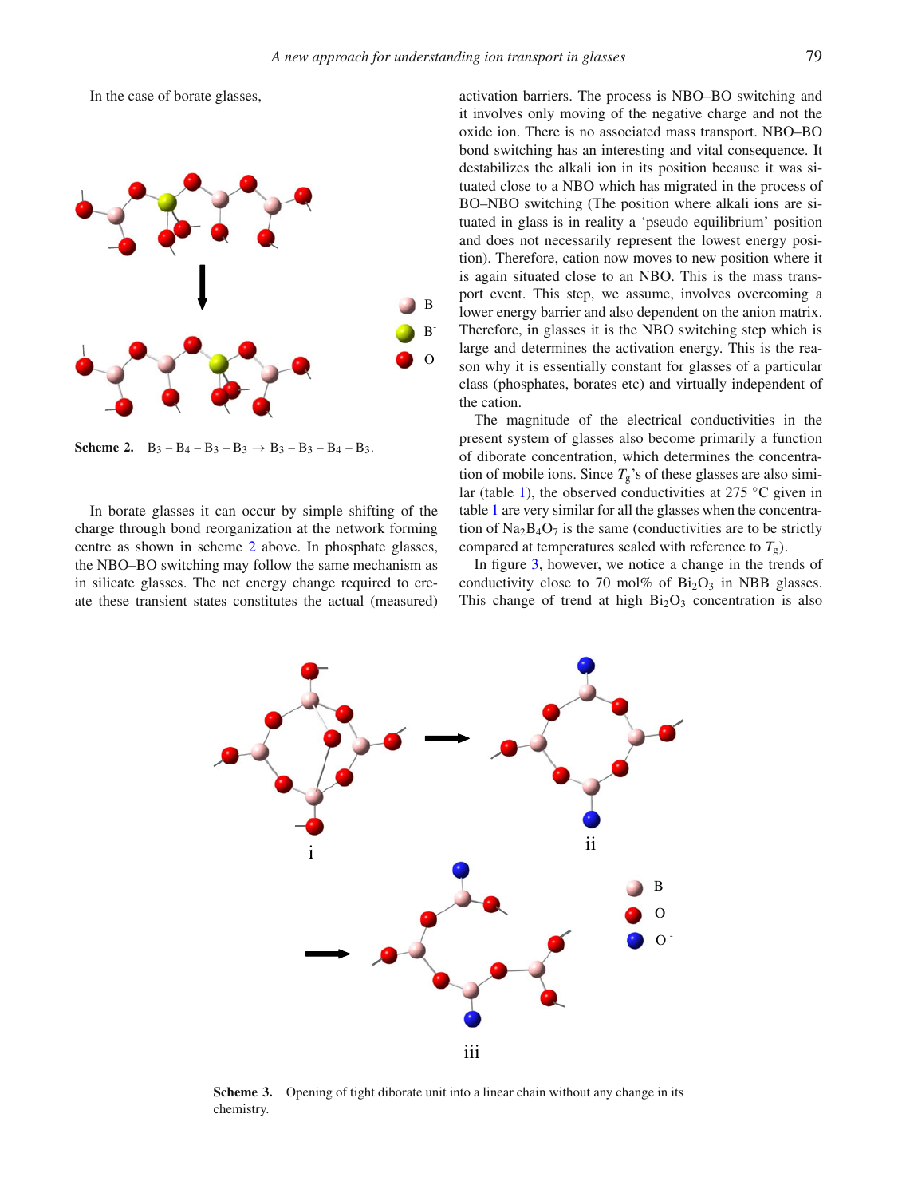In the case of borate glasses,

**Scheme 2.** $B_3 - B_4 - B_3 - B_3 \rightarrow B_3 - B_3 - B_4 - B_3$.

In borate glasses it can occur by simple shifting of the charge through bond reorganization at the network forming centre as shown in scheme 2 above. In phosphate glasses, the NBO–BO switching may follow the same mechanism as in silicate glasses. The net energy change required to create these transient states constitutes the actual (measured) activation barriers. The process is NBO–BO switching and it involves only moving of the negative charge and not the oxide ion. There is no associated mass transport. NBO–BO bond switching has an interesting and vital consequence. It destabilizes the alkali ion in its position because it was situated close to a NBO which has migrated in the process of BO–NBO switching (The position where alkali ions are situated in glass is in reality a 'pseudo equilibrium' position and does not necessarily represent the lowest energy position). Therefore, cation now moves to new position where it is again situated close to an NBO. This is the mass transport event. This step, we assume, involves overcoming a lower energy barrier and also dependent on the anion matrix. Therefore, in glasses it is the NBO switching step which is large and determines the activation energy. This is the reason why it is essentially constant for glasses of a particular class (phosphates, borates etc) and virtually independent of the cation.

The magnitude of the electrical conductivities in the present system of glasses also become primarily a function of diborate concentration, which determines the concentration of mobile ions. Since $T_g$'s of these glasses are also similar (table 1), the observed conductivities at 275 °C given in table 1 are very similar for all the glasses when the concentration of $Na_2B_4O_7$ is the same (conductivities are to be strictly compared at temperatures scaled with reference to $T_g$).

In figure 3, however, we notice a change in the trends of conductivity close to 70 mol% of $Bi_2O_3$ in NBB glasses. This change of trend at high $Bi_2O_3$ concentration is also

**Scheme 3.** Opening of tight diborate unit into a linear chain without any change in its chemistry.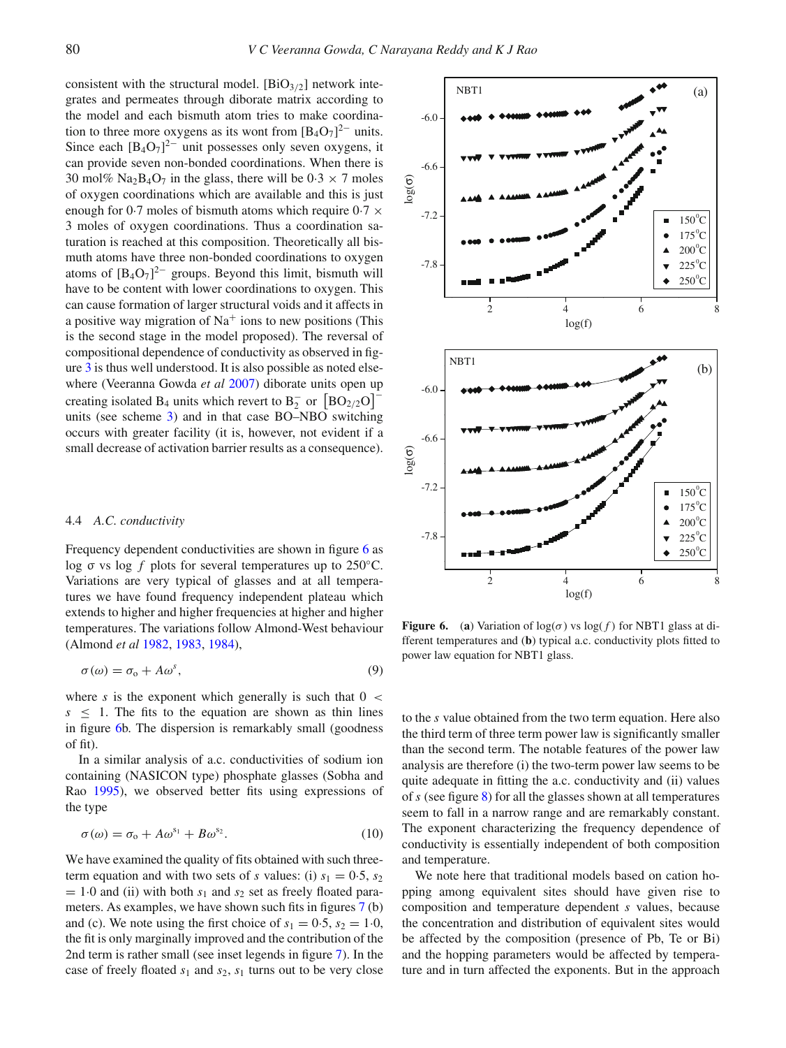consistent with the structural model. $[BiO_{3/2}]$ network integrates and permeates through diborate matrix according to the model and each bismuth atom tries to make coordination to three more oxygens as its wont from $[B_4O_7]^{2-}$ units. Since each $[B_4O_7]^{2-}$ unit possesses only seven oxygens, it can provide seven non-bonded coordinations. When there is 30 mol% $Na_2B_4O_7$ in the glass, there will be $0{\cdot}3 \times 7$ moles of oxygen coordinations which are available and this is just enough for 0·7 moles of bismuth atoms which require $0{\cdot}7 \times 3$ moles of oxygen coordinations. Thus a coordination saturation is reached at this composition. Theoretically all bismuth atoms have three non-bonded coordinations to oxygen atoms of $[B_4O_7]^{2-}$ groups. Beyond this limit, bismuth will have to be content with lower coordinations to oxygen. This can cause formation of larger structural voids and it affects in a positive way migration of $Na^+$ ions to new positions (This is the second stage in the model proposed). The reversal of compositional dependence of conductivity as observed in figure 3 is thus well understood. It is also possible as noted elsewhere (Veeranna Gowda *et al* 2007) diborate units open up creating isolated $B_4$ units which revert to $B_2^-$ or $\left[BO_{2/2}O\right]^-$ units (see scheme 3) and in that case BO–NBO switching occurs with greater facility (it is, however, not evident if a small decrease of activation barrier results as a consequence).

### 4.4 *A.C. conductivity*

Frequency dependent conductivities are shown in figure 6 as log σ vs log $f$ plots for several temperatures up to 250°C. Variations are very typical of glasses and at all temperatures we have found frequency independent plateau which extends to higher and higher frequencies at higher and higher temperatures. The variations follow Almond-West behaviour (Almond *et al* 1982, 1983, 1984),

$$\sigma(\omega) = \sigma_o + A\omega^s, \tag{9}$$

where $s$ is the exponent which generally is such that $0 < s \leq 1$. The fits to the equation are shown as thin lines in figure 6b. The dispersion is remarkably small (goodness of fit).

In a similar analysis of a.c. conductivities of sodium ion containing (NASICON type) phosphate glasses (Sobha and Rao 1995), we observed better fits using expressions of the type

$$\sigma(\omega) = \sigma_o + A\omega^{s_1} + B\omega^{s_2}. \tag{10}$$

We have examined the quality of fits obtained with such three-term equation and with two sets of $s$ values: (i) $s_1 = 0{\cdot}5$, $s_2 = 1{\cdot}0$ and (ii) with both $s_1$ and $s_2$ set as freely floated parameters. As examples, we have shown such fits in figures 7 (b) and (c). We note using the first choice of $s_1 = 0{\cdot}5$, $s_2 = 1{\cdot}0$, the fit is only marginally improved and the contribution of the 2nd term is rather small (see inset legends in figure 7). In the case of freely floated $s_1$ and $s_2$, $s_1$ turns out to be very close to the $s$ value obtained from the two term equation. Here also the third term of three term power law is significantly smaller than the second term. The notable features of the power law analysis are therefore (i) the two-term power law seems to be quite adequate in fitting the a.c. conductivity and (ii) values of $s$ (see figure 8) for all the glasses shown at all temperatures seem to fall in a narrow range and are remarkably constant. The exponent characterizing the frequency dependence of conductivity is essentially independent of both composition and temperature.

**Figure 6.** (**a**) Variation of log(σ) vs log($f$) for NBT1 glass at different temperatures and (**b**) typical a.c. conductivity plots fitted to power law equation for NBT1 glass.

We note here that traditional models based on cation hopping among equivalent sites should have given rise to composition and temperature dependent $s$ values, because the concentration and distribution of equivalent sites would be affected by the composition (presence of Pb, Te or Bi) and the hopping parameters would be affected by temperature and in turn affected the exponents. But in the approach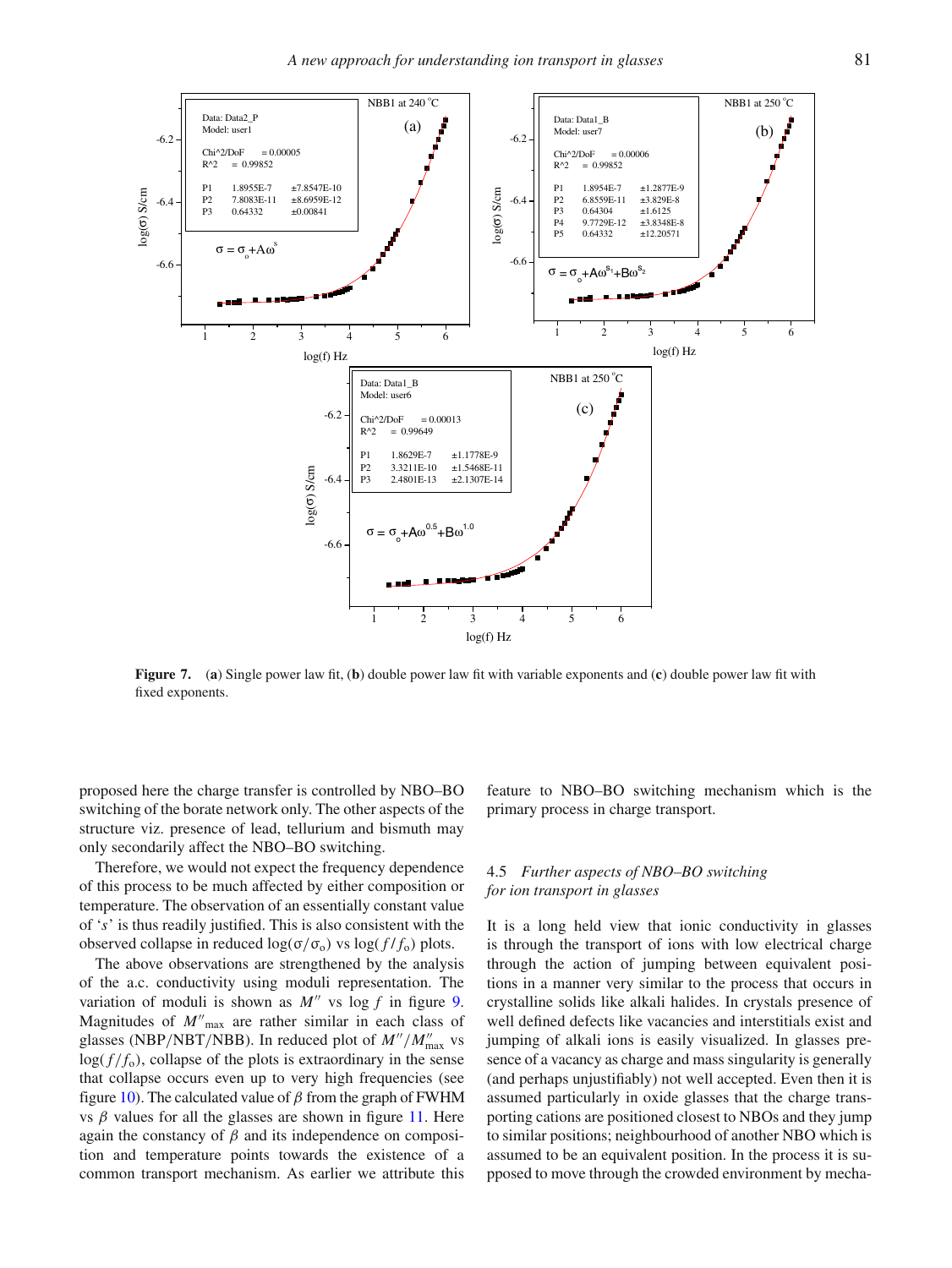**Figure 7.** (**a**) Single power law fit, (**b**) double power law fit with variable exponents and (**c**) double power law fit with fixed exponents.

proposed here the charge transfer is controlled by NBO–BO switching of the borate network only. The other aspects of the structure viz. presence of lead, tellurium and bismuth may only secondarily affect the NBO–BO switching.

Therefore, we would not expect the frequency dependence of this process to be much affected by either composition or temperature. The observation of an essentially constant value of '$s$' is thus readily justified. This is also consistent with the observed collapse in reduced $\log(\sigma/\sigma_o)$ vs $\log(f/f_o)$ plots.

The above observations are strengthened by the analysis of the a.c. conductivity using moduli representation. The variation of moduli is shown as $M''$ vs $\log f$ in figure 9. Magnitudes of $M''_{\max}$ are rather similar in each class of glasses (NBP/NBT/NBB). In reduced plot of $M''/M''_{\max}$ vs $\log(f/f_o)$, collapse of the plots is extraordinary in the sense that collapse occurs even up to very high frequencies (see figure 10). The calculated value of $\beta$ from the graph of FWHM vs $\beta$ values for all the glasses are shown in figure 11. Here again the constancy of $\beta$ and its independence on composition and temperature points towards the existence of a common transport mechanism. As earlier we attribute this feature to NBO–BO switching mechanism which is the primary process in charge transport.

### 4.5 *Further aspects of NBO–BO switching for ion transport in glasses*

It is a long held view that ionic conductivity in glasses is through the transport of ions with low electrical charge through the action of jumping between equivalent positions in a manner very similar to the process that occurs in crystalline solids like alkali halides. In crystals presence of well defined defects like vacancies and interstitials exist and jumping of alkali ions is easily visualized. In glasses presence of a vacancy as charge and mass singularity is generally (and perhaps unjustifiably) not well accepted. Even then it is assumed particularly in oxide glasses that the charge transporting cations are positioned closest to NBOs and they jump to similar positions; neighbourhood of another NBO which is assumed to be an equivalent position. In the process it is supposed to move through the crowded environment by mecha-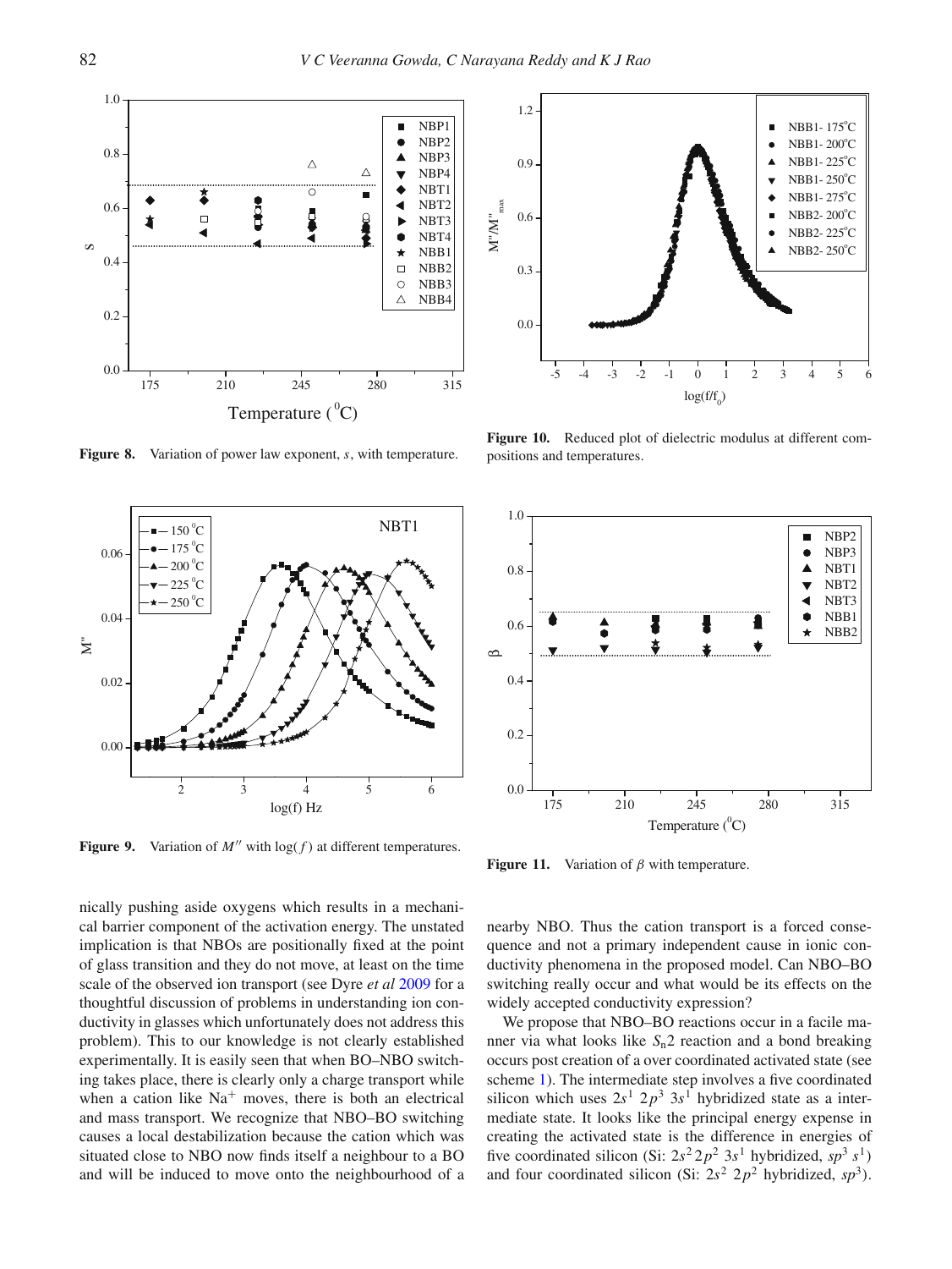**Figure 8.** Variation of power law exponent, $s$, with temperature.

**Figure 10.** Reduced plot of dielectric modulus at different compositions and temperatures.

**Figure 9.** Variation of $M''$ with $\log(f)$ at different temperatures.

**Figure 11.** Variation of $\beta$ with temperature.

nically pushing aside oxygens which results in a mechanical barrier component of the activation energy. The unstated implication is that NBOs are positionally fixed at the point of glass transition and they do not move, at least on the time scale of the observed ion transport (see Dyre *et al* 2009 for a thoughtful discussion of problems in understanding ion conductivity in glasses which unfortunately does not address this problem). This to our knowledge is not clearly established experimentally. It is easily seen that when BO–NBO switching takes place, there is clearly only a charge transport while when a cation like $Na^+$ moves, there is both an electrical and mass transport. We recognize that NBO–BO switching causes a local destabilization because the cation which was situated close to NBO now finds itself a neighbour to a BO and will be induced to move onto the neighbourhood of a nearby NBO. Thus the cation transport is a forced consequence and not a primary independent cause in ionic conductivity phenomena in the proposed model. Can NBO–BO switching really occur and what would be its effects on the widely accepted conductivity expression?

We propose that NBO–BO reactions occur in a facile manner via what looks like $S_n2$ reaction and a bond breaking occurs post creation of a over coordinated activated state (see scheme 1). The intermediate step involves a five coordinated silicon which uses $2s^1\ 2p^3\ 3s^1$ hybridized state as a intermediate state. It looks like the principal energy expense in creating the activated state is the difference in energies of five coordinated silicon (Si: $2s^2 2p^2\ 3s^1$ hybridized, $sp^3\ s^1$) and four coordinated silicon (Si: $2s^2\ 2p^2$ hybridized, $sp^3$).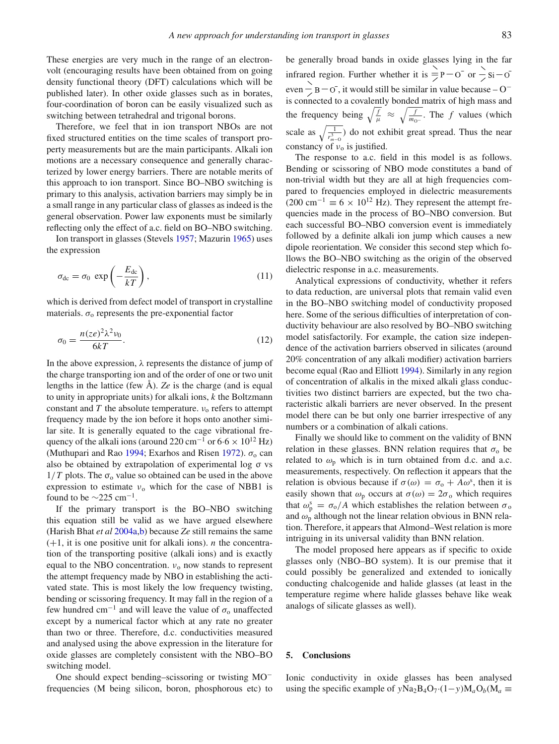These energies are very much in the range of an electron-volt (encouraging results have been obtained from on going density functional theory (DFT) calculations which will be published later). In other oxide glasses such as in borates, four-coordination of boron can be easily visualized such as switching between tetrahedral and trigonal borons.

Therefore, we feel that in ion transport NBOs are not fixed structured entities on the time scales of transport property measurements but are the main participants. Alkali ion motions are a necessary consequence and generally characterized by lower energy barriers. There are notable merits of this approach to ion transport. Since BO–NBO switching is primary to this analysis, activation barriers may simply be in a small range in any particular class of glasses as indeed is the general observation. Power law exponents must be similarly reflecting only the effect of a.c. field on BO–NBO switching.

Ion transport in glasses (Stevels 1957; Mazurin 1965) uses the expression

$$\sigma_{\mathrm{dc}} = \sigma_0 \exp\left(-\frac{E_{\mathrm{dc}}}{kT}\right), \tag{11}$$

which is derived from defect model of transport in crystalline materials. $\sigma_{\mathrm{o}}$ represents the pre-exponential factor

$$\sigma_0 = \frac{n(ze)^2\lambda^2\nu_0}{6kT}. \tag{12}$$

In the above expression, $\lambda$ represents the distance of jump of the charge transporting ion and of the order of one or two unit lengths in the lattice (few Å). *Ze* is the charge (and is equal to unity in appropriate units) for alkali ions, $k$ the Boltzmann constant and $T$ the absolute temperature. $\nu_{\mathrm{o}}$ refers to attempt frequency made by the ion before it hops onto another similar site. It is generally equated to the cage vibrational frequency of the alkali ions (around 220 cm$^{-1}$ or $6{\cdot}6 \times 10^{12}$ Hz) (Muthupari and Rao 1994; Exarhos and Risen 1972). $\sigma_{\mathrm{o}}$ can also be obtained by extrapolation of experimental log $\sigma$ vs $1/T$ plots. The $\sigma_{\mathrm{o}}$ value so obtained can be used in the above expression to estimate $\nu_{\mathrm{o}}$ which for the case of NBB1 is found to be ~225 cm$^{-1}$.

If the primary transport is the BO–NBO switching this equation still be valid as we have argued elsewhere (Harish Bhat *et al* 2004a,b) because *Ze* still remains the same (+1, it is one positive unit for alkali ions). $n$ the concentration of the transporting positive (alkali ions) and is exactly equal to the NBO concentration. $\nu_{\mathrm{o}}$ now stands to represent the attempt frequency made by NBO in establishing the activated state. This is most likely the low frequency twisting, bending or scissoring frequency. It may fall in the region of a few hundred cm$^{-1}$ and will leave the value of $\sigma_{\mathrm{o}}$ unaffected except by a numerical factor which at any rate no greater than two or three. Therefore, d.c. conductivities measured and analysed using the above expression in the literature for oxide glasses are completely consistent with the NBO–BO switching model.

One should expect bending–scissoring or twisting MO$^-$ frequencies (M being silicon, boron, phosphorous etc) to be generally broad bands in oxide glasses lying in the far infrared region. Further whether it is $\geqslant$P$-$O$^-$ or $>$Si$-$O$^-$ even $>$B$-$O$^-$, it would still be similar in value because – O$^-$ is connected to a covalently bonded matrix of high mass and the frequency being $\sqrt{\frac{f}{\mu}} \approx \sqrt{\frac{f}{m_{\mathrm{O}^-}}}$. The $f$ values (which scale as $\sqrt{\frac{1}{r^3_{m-\mathrm{O}}}}$) do not exhibit great spread. Thus the near constancy of $\nu_{\mathrm{o}}$ is justified.

The response to a.c. field in this model is as follows. Bending or scissoring of NBO mode constitutes a band of non-trivial width but they are all at high frequencies compared to frequencies employed in dielectric measurements (200 cm$^{-1}$ $\equiv 6 \times 10^{12}$ Hz). They represent the attempt frequencies made in the process of BO–NBO conversion. But each successful BO–NBO conversion event is immediately followed by a definite alkali ion jump which causes a new dipole reorientation. We consider this second step which follows the BO–NBO switching as the origin of the observed dielectric response in a.c. measurements.

Analytical expressions of conductivity, whether it refers to data reduction, are universal plots that remain valid even in the BO–NBO switching model of conductivity proposed here. Some of the serious difficulties of interpretation of conductivity behaviour are also resolved by BO–NBO switching model satisfactorily. For example, the cation size independence of the activation barriers observed in silicates (around 20% concentration of any alkali modifier) activation barriers become equal (Rao and Elliott 1994). Similarly in any region of concentration of alkalis in the mixed alkali glass conductivities two distinct barriers are expected, but the two characteristic alkali barriers are never observed. In the present model there can be but only one barrier irrespective of any numbers or a combination of alkali cations.

Finally we should like to comment on the validity of BNN relation in these glasses. BNN relation requires that $\sigma_{\mathrm{o}}$ be related to $\omega_{\mathrm{p}}$ which is in turn obtained from d.c. and a.c. measurements, respectively. On reflection it appears that the relation is obvious because if $\sigma(\omega) = \sigma_{\mathrm{o}} + A\omega^s$, then it is easily shown that $\omega_{\mathrm{p}}$ occurs at $\sigma(\omega) = 2\sigma_{\mathrm{o}}$ which requires that $\omega_{\mathrm{p}}^s = \sigma_{\mathrm{o}}/A$ which establishes the relation between $\sigma_{\mathrm{o}}$ and $\omega_{\mathrm{p}}$ although not the linear relation obvious in BNN relation. Therefore, it appears that Almond–West relation is more intriguing in its universal validity than BNN relation.

The model proposed here appears as if specific to oxide glasses only (NBO–BO system). It is our premise that it could possibly be generalized and extended to ionically conducting chalcogenide and halide glasses (at least in the temperature regime where halide glasses behave like weak analogs of silicate glasses as well).

## 5. Conclusions

Ionic conductivity in oxide glasses has been analysed using the specific example of $y\mathrm{Na_2B_4O_7}{\cdot}(1-y)\mathrm{M}_a\mathrm{O}_b$($\mathrm{M}_a \equiv$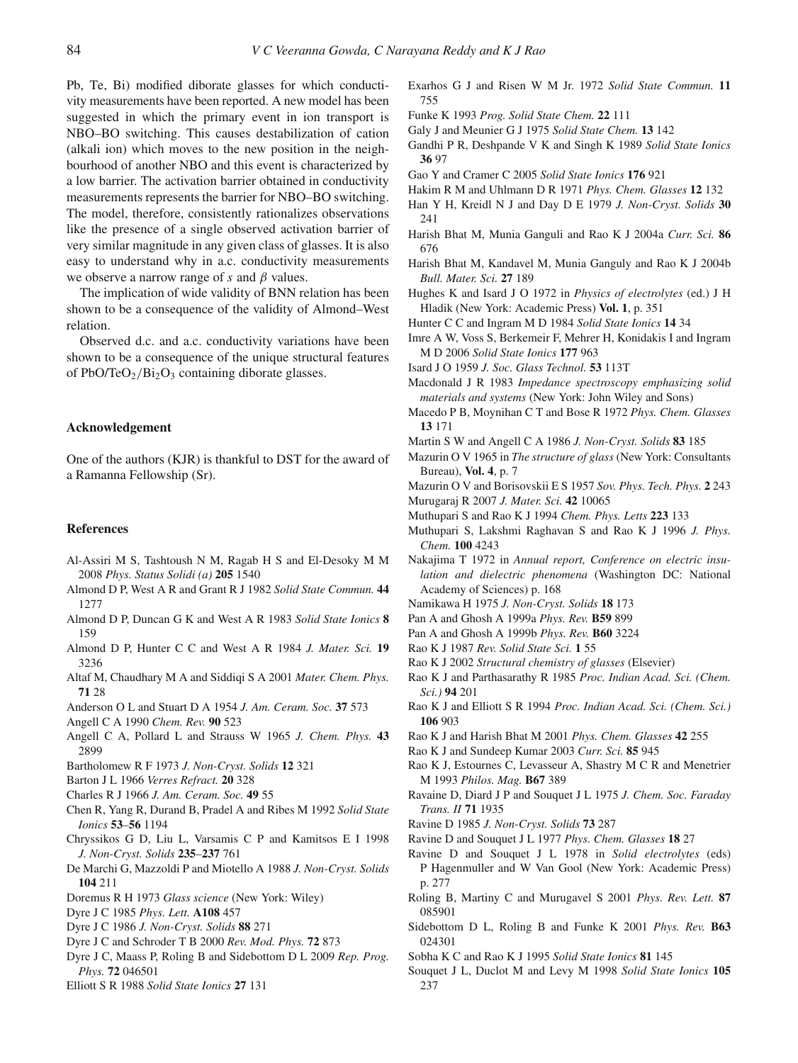Pb, Te, Bi) modified diborate glasses for which conductivity measurements have been reported. A new model has been suggested in which the primary event in ion transport is NBO–BO switching. This causes destabilization of cation (alkali ion) which moves to the new position in the neighbourhood of another NBO and this event is characterized by a low barrier. The activation barrier obtained in conductivity measurements represents the barrier for NBO–BO switching. The model, therefore, consistently rationalizes observations like the presence of a single observed activation barrier of very similar magnitude in any given class of glasses. It is also easy to understand why in a.c. conductivity measurements we observe a narrow range of $s$ and $\beta$ values.

The implication of wide validity of BNN relation has been shown to be a consequence of the validity of Almond–West relation.

Observed d.c. and a.c. conductivity variations have been shown to be a consequence of the unique structural features of PbO/$TeO_2$/$Bi_2O_3$ containing diborate glasses.

### Acknowledgement

One of the authors (KJR) is thankful to DST for the award of a Ramanna Fellowship (Sr).

### References

Al-Assiri M S, Tashtoush N M, Ragab H S and El-Desoky M M 2008 *Phys. Status Solidi (a)* **205** 1540

Almond D P, West A R and Grant R J 1982 *Solid State Commun.* **44** 1277

Almond D P, Duncan G K and West A R 1983 *Solid State Ionics* **8** 159

Almond D P, Hunter C C and West A R 1984 *J. Mater. Sci.* **19** 3236

Altaf M, Chaudhary M A and Siddiqi S A 2001 *Mater. Chem. Phys.* **71** 28

Anderson O L and Stuart D A 1954 *J. Am. Ceram. Soc.* **37** 573

Angell C A 1990 *Chem. Rev.* **90** 523

Angell C A, Pollard L and Strauss W 1965 *J. Chem. Phys.* **43** 2899

Bartholomew R F 1973 *J. Non-Cryst. Solids* **12** 321

Barton J L 1966 *Verres Refract.* **20** 328

Charles R J 1966 *J. Am. Ceram. Soc.* **49** 55

Chen R, Yang R, Durand B, Pradel A and Ribes M 1992 *Solid State Ionics* **53–56** 1194

Chryssikos G D, Liu L, Varsamis C P and Kamitsos E I 1998 *J. Non-Cryst. Solids* **235–237** 761

De Marchi G, Mazzoldi P and Miotello A 1988 *J. Non-Cryst. Solids* **104** 211

Doremus R H 1973 *Glass science* (New York: Wiley)

Dyre J C 1985 *Phys. Lett.* **A108** 457

Dyre J C 1986 *J. Non-Cryst. Solids* **88** 271

Dyre J C and Schroder T B 2000 *Rev. Mod. Phys.* **72** 873

Dyre J C, Maass P, Roling B and Sidebottom D L 2009 *Rep. Prog. Phys.* **72** 046501

Elliott S R 1988 *Solid State Ionics* **27** 131

Exarhos G J and Risen W M Jr. 1972 *Solid State Commun.* **11** 755

Funke K 1993 *Prog. Solid State Chem.* **22** 111

Galy J and Meunier G J 1975 *Solid State Chem.* **13** 142

Gandhi P R, Deshpande V K and Singh K 1989 *Solid State Ionics* **36** 97

Gao Y and Cramer C 2005 *Solid State Ionics* **176** 921

Hakim R M and Uhlmann D R 1971 *Phys. Chem. Glasses* **12** 132

Han Y H, Kreidl N J and Day D E 1979 *J. Non-Cryst. Solids* **30** 241

Harish Bhat M, Munia Ganguli and Rao K J 2004a *Curr. Sci.* **86** 676

Harish Bhat M, Kandavel M, Munia Ganguly and Rao K J 2004b *Bull. Mater. Sci.* **27** 189

Hughes K and Isard J O 1972 in *Physics of electrolytes* (ed.) J H Hladik (New York: Academic Press) **Vol. 1**, p. 351

Hunter C C and Ingram M D 1984 *Solid State Ionics* **14** 34

Imre A W, Voss S, Berkemeir F, Mehrer H, Konidakis I and Ingram M D 2006 *Solid State Ionics* **177** 963

Isard J O 1959 *J. Soc. Glass Technol.* **53** 113T

Macdonald J R 1983 *Impedance spectroscopy emphasizing solid materials and systems* (New York: John Wiley and Sons)

Macedo P B, Moynihan C T and Bose R 1972 *Phys. Chem. Glasses* **13** 171

Martin S W and Angell C A 1986 *J. Non-Cryst. Solids* **83** 185

Mazurin O V 1965 in *The structure of glass* (New York: Consultants Bureau), **Vol. 4**, p. 7

Mazurin O V and Borisovskii E S 1957 *Sov. Phys. Tech. Phys.* **2** 243

Murugaraj R 2007 *J. Mater. Sci.* **42** 10065

Muthupari S and Rao K J 1994 *Chem. Phys. Letts* **223** 133

Muthupari S, Lakshmi Raghavan S and Rao K J 1996 *J. Phys. Chem.* **100** 4243

Nakajima T 1972 in *Annual report, Conference on electric insulation and dielectric phenomena* (Washington DC: National Academy of Sciences) p. 168

Namikawa H 1975 *J. Non-Cryst. Solids* **18** 173

Pan A and Ghosh A 1999a *Phys. Rev.* **B59** 899

Pan A and Ghosh A 1999b *Phys. Rev.* **B60** 3224

Rao K J 1987 *Rev. Solid State Sci.* **1** 55

Rao K J 2002 *Structural chemistry of glasses* (Elsevier)

Rao K J and Parthasarathy R 1985 *Proc. Indian Acad. Sci. (Chem. Sci.)* **94** 201

Rao K J and Elliott S R 1994 *Proc. Indian Acad. Sci. (Chem. Sci.)* **106** 903

Rao K J and Harish Bhat M 2001 *Phys. Chem. Glasses* **42** 255

Rao K J and Sundeep Kumar 2003 *Curr. Sci.* **85** 945

Rao K J, Estournes C, Levasseur A, Shastry M C R and Menetrier M 1993 *Philos. Mag.* **B67** 389

Ravaine D, Diard J P and Souquet J L 1975 *J. Chem. Soc. Faraday Trans. II* **71** 1935

Ravine D 1985 *J. Non-Cryst. Solids* **73** 287

Ravine D and Souquet J L 1977 *Phys. Chem. Glasses* **18** 27

Ravine D and Souquet J L 1978 in *Solid electrolytes* (eds) P Hagenmuller and W Van Gool (New York: Academic Press) p. 277

Roling B, Martiny C and Murugavel S 2001 *Phys. Rev. Lett.* **87** 085901

Sidebottom D L, Roling B and Funke K 2001 *Phys. Rev.* **B63** 024301

Sobha K C and Rao K J 1995 *Solid State Ionics* **81** 145

Souquet J L, Duclot M and Levy M 1998 *Solid State Ionics* **105** 237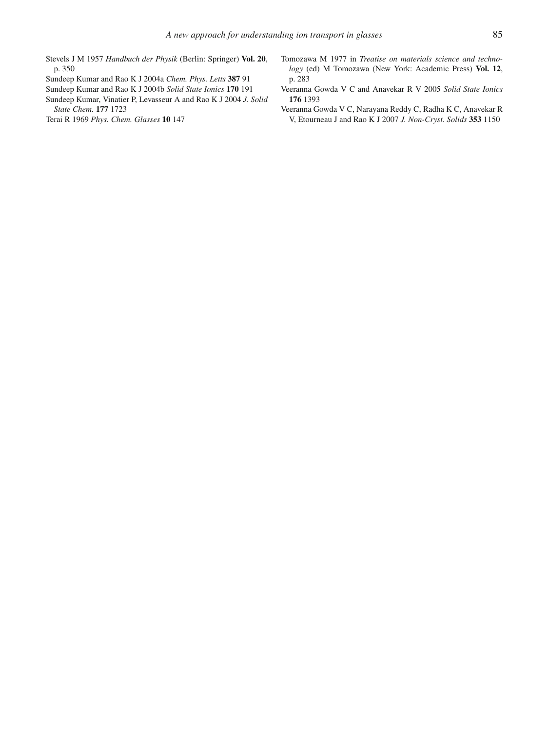Stevels J M 1957 *Handbuch der Physik* (Berlin: Springer) **Vol. 20**, p. 350

Sundeep Kumar and Rao K J 2004a *Chem. Phys. Letts* **387** 91

Sundeep Kumar and Rao K J 2004b *Solid State Ionics* **170** 191

Sundeep Kumar, Vinatier P, Levasseur A and Rao K J 2004 *J. Solid State Chem.* **177** 1723

Terai R 1969 *Phys. Chem. Glasses* **10** 147

Tomozawa M 1977 in *Treatise on materials science and technology* (ed) M Tomozawa (New York: Academic Press) **Vol. 12**, p. 283

Veeranna Gowda V C and Anavekar R V 2005 *Solid State Ionics* **176** 1393

Veeranna Gowda V C, Narayana Reddy C, Radha K C, Anavekar R V, Etourneau J and Rao K J 2007 *J. Non-Cryst. Solids* **353** 1150